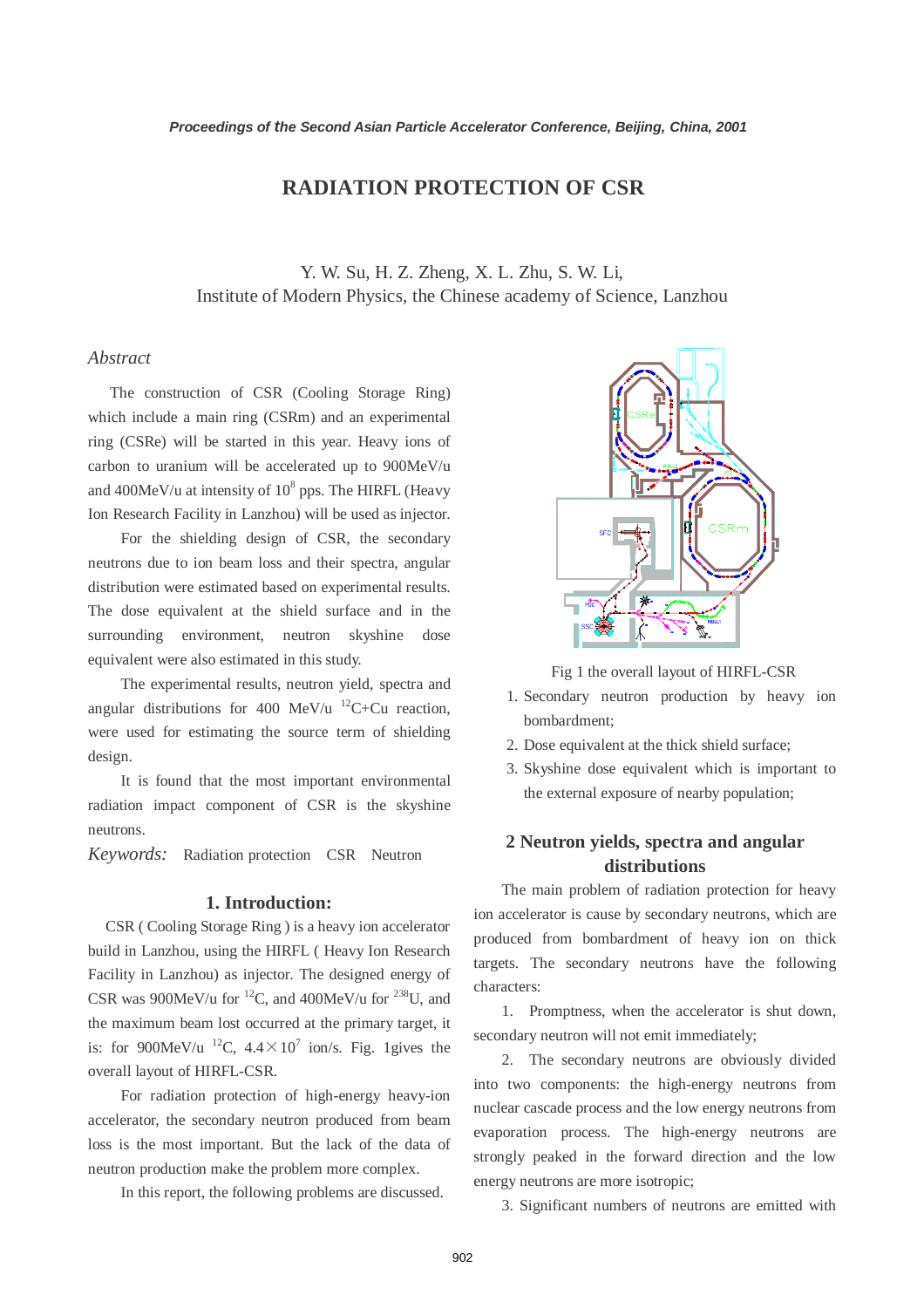# RADIATION PROTECTION OF CSR

Y. W. Su, H. Z. Zheng, X. L. Zhu, S. W. Li,
Institute of Modern Physics, the Chinese academy of Science, Lanzhou

## *Abstract*

The construction of CSR (Cooling Storage Ring) which include a main ring (CSRm) and an experimental ring (CSRe) will be started in this year. Heavy ions of carbon to uranium will be accelerated up to 900MeV/u and 400MeV/u at intensity of $10^8$ pps. The HIRFL (Heavy Ion Research Facility in Lanzhou) will be used as injector.

For the shielding design of CSR, the secondary neutrons due to ion beam loss and their spectra, angular distribution were estimated based on experimental results. The dose equivalent at the shield surface and in the surrounding environment, neutron skyshine dose equivalent were also estimated in this study.

The experimental results, neutron yield, spectra and angular distributions for 400 MeV/u $^{12}$C+Cu reaction, were used for estimating the source term of shielding design.

It is found that the most important environmental radiation impact component of CSR is the skyshine neutrons.

*Keywords:* Radiation protection CSR Neutron

## 1. Introduction:

CSR ( Cooling Storage Ring ) is a heavy ion accelerator build in Lanzhou, using the HIRFL ( Heavy Ion Research Facility in Lanzhou) as injector. The designed energy of CSR was 900MeV/u for $^{12}$C, and 400MeV/u for $^{238}$U, and the maximum beam lost occurred at the primary target, it is: for 900MeV/u $^{12}$C, $4.4\times10^7$ ion/s. Fig. 1gives the overall layout of HIRFL-CSR.

For radiation protection of high-energy heavy-ion accelerator, the secondary neutron produced from beam loss is the most important. But the lack of the data of neutron production make the problem more complex.

In this report, the following problems are discussed.

Fig 1 the overall layout of HIRFL-CSR

1. Secondary neutron production by heavy ion bombardment;
2. Dose equivalent at the thick shield surface;
3. Skyshine dose equivalent which is important to the external exposure of nearby population;

## 2 Neutron yields, spectra and angular distributions

The main problem of radiation protection for heavy ion accelerator is cause by secondary neutrons, which are produced from bombardment of heavy ion on thick targets. The secondary neutrons have the following characters:

1. Promptness, when the accelerator is shut down, secondary neutron will not emit immediately;

2. The secondary neutrons are obviously divided into two components: the high-energy neutrons from nuclear cascade process and the low energy neutrons from evaporation process. The high-energy neutrons are strongly peaked in the forward direction and the low energy neutrons are more isotropic;

3. Significant numbers of neutrons are emitted with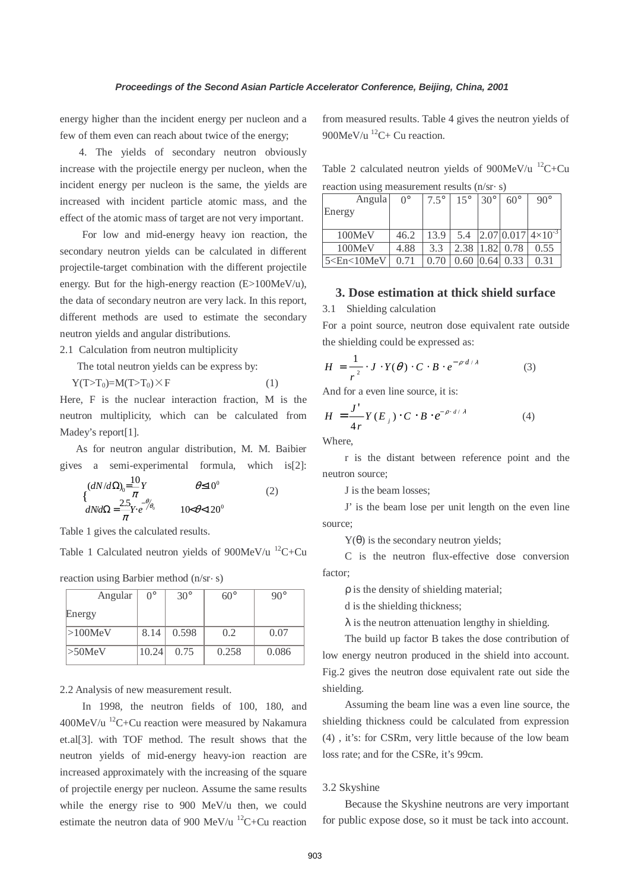energy higher than the incident energy per nucleon and a few of them even can reach about twice of the energy;

4. The yields of secondary neutron obviously increase with the projectile energy per nucleon, when the incident energy per nucleon is the same, the yields are increased with incident particle atomic mass, and the effect of the atomic mass of target are not very important.

For low and mid-energy heavy ion reaction, the secondary neutron yields can be calculated in different projectile-target combination with the different projectile energy. But for the high-energy reaction (E>100MeV/u), the data of secondary neutron are very lack. In this report, different methods are used to estimate the secondary neutron yields and angular distributions.

2.1 Calculation from neutron multiplicity

The total neutron yields can be express by:

$$Y(T>T_0)=M(T>T_0)\times F \qquad (1)$$

Here, F is the nuclear interaction fraction, M is the neutron multiplicity, which can be calculated from Madey's report[1].

As for neutron angular distribution, M. M. Baibier gives a semi-experimental formula, which is[2]:

$$\begin{cases} (dN/d\Omega)_0 = \dfrac{10}{\pi} Y & \theta \le 10^0 \\ dN/d\Omega = \dfrac{2.5}{\pi} Y \cdot e^{-\theta/\theta_0} & 10 < \theta < 120^0 \end{cases} \qquad (2)$$

Table 1 gives the calculated results.

Table 1 Calculated neutron yields of 900MeV/u $^{12}$C+Cu reaction using Barbier method (n/sr· s)

| Angular / Energy | 0° | 30° | 60° | 90° |
|---|---|---|---|---|
| >100MeV | 8.14 | 0.598 | 0.2 | 0.07 |
| >50MeV | 10.24 | 0.75 | 0.258 | 0.086 |

2.2 Analysis of new measurement result.

In 1998, the neutron fields of 100, 180, and 400MeV/u $^{12}$C+Cu reaction were measured by Nakamura et.al[3]. with TOF method. The result shows that the neutron yields of mid-energy heavy-ion reaction are increased approximately with the increasing of the square of projectile energy per nucleon. Assume the same results while the energy rise to 900 MeV/u then, we could estimate the neutron data of 900 MeV/u $^{12}$C+Cu reaction from measured results. Table 4 gives the neutron yields of 900MeV/u $^{12}$C+ Cu reaction.

Table 2 calculated neutron yields of 900MeV/u $^{12}$C+Cu reaction using measurement results (n/sr· s)

| Angula / Energy | 0° | 7.5° | 15° | 30° | 60° | 90° |
|---|---|---|---|---|---|---|
| 100MeV | 46.2 | 13.9 | 5.4 | 2.07 | 0.017 | $4\times10^{-3}$ |
| 100MeV | 4.88 | 3.3 | 2.38 | 1.82 | 0.78 | 0.55 |
| 5<En<10MeV | 0.71 | 0.70 | 0.60 | 0.64 | 0.33 | 0.31 |

## 3. Dose estimation at thick shield surface

3.1 Shielding calculation

For a point source, neutron dose equivalent rate outside the shielding could be expressed as:

$$H = \frac{1}{r^2} \cdot J \cdot Y(\theta) \cdot C \cdot B \cdot e^{-\rho \cdot d/\lambda} \qquad (3)$$

And for a even line source, it is:

$$H = \frac{J'}{4r} Y(E_j) \cdot C \cdot B \cdot e^{-\rho \cdot d/\lambda} \qquad (4)$$

Where,

r is the distant between reference point and the neutron source;

J is the beam losses;

J' is the beam lose per unit length on the even line source;

Y(θ) is the secondary neutron yields;

C is the neutron flux-effective dose conversion factor;

ρ is the density of shielding material;

d is the shielding thickness;

λ is the neutron attenuation lengthy in shielding.

The build up factor B takes the dose contribution of low energy neutron produced in the shield into account. Fig.2 gives the neutron dose equivalent rate out side the shielding.

Assuming the beam line was a even line source, the shielding thickness could be calculated from expression (4) , it's: for CSRm, very little because of the low beam loss rate; and for the CSRe, it's 99cm.

3.2 Skyshine

Because the Skyshine neutrons are very important for public expose dose, so it must be tack into account.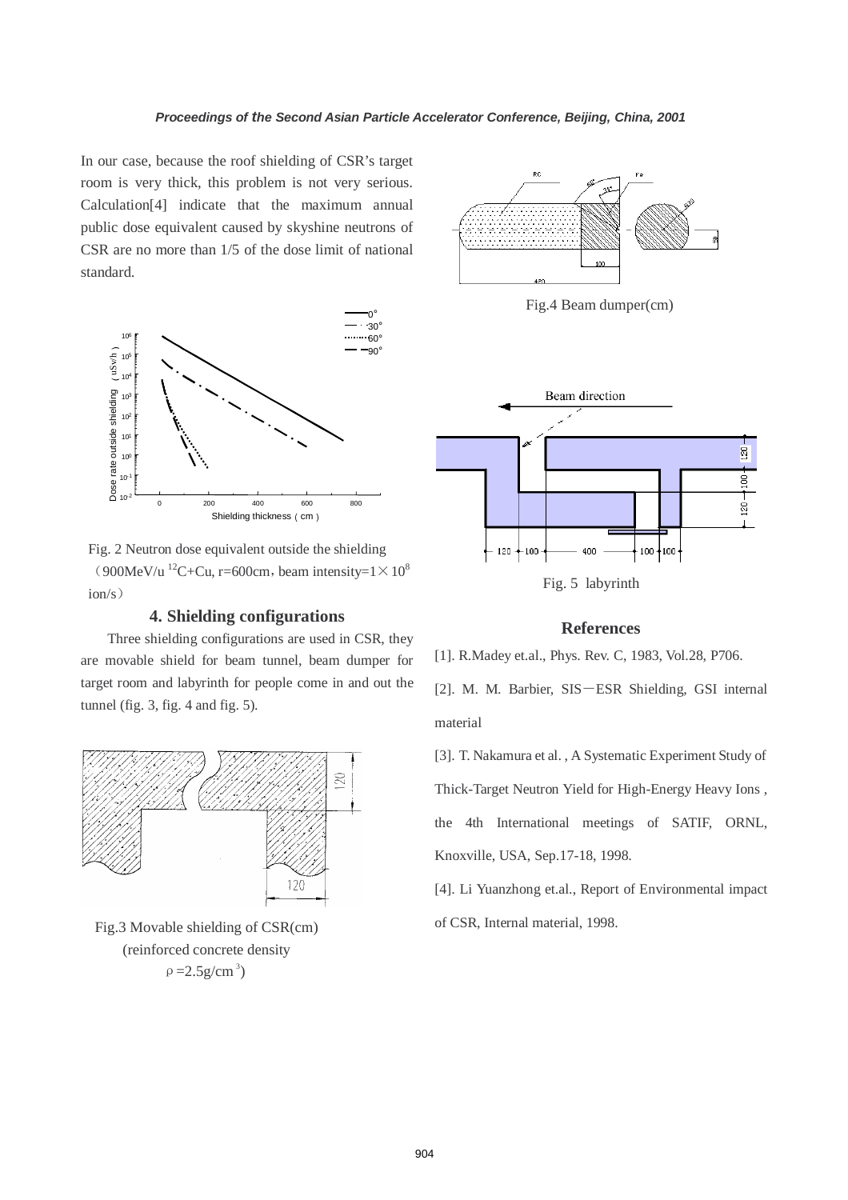In our case, because the roof shielding of CSR's target room is very thick, this problem is not very serious. Calculation[4] indicate that the maximum annual public dose equivalent caused by skyshine neutrons of CSR are no more than 1/5 of the dose limit of national standard.

0°
30°
60°
90°

Dose rate outside shielding (uSv/h)

$10^{6}$
$10^{5}$
$10^{4}$
$10^{3}$
$10^{2}$
$10^{1}$
$10^{0}$
$10^{-1}$
$10^{-2}$

0 200 400 600 800

Shielding thickness (cm)

Fig. 2 Neutron dose equivalent outside the shielding (900MeV/u $^{12}$C+Cu, r=600cm, beam intensity=$1\times10^{8}$ ion/s)

## 4. Shielding configurations

Three shielding configurations are used in CSR, they are movable shield for beam tunnel, beam dumper for target room and labyrinth for people come in and out the tunnel (fig. 3, fig. 4 and fig. 5).

120

120

Fig.3 Movable shielding of CSR(cm) (reinforced concrete density $\rho=2.5\text{g/cm}^3$)

RC

Fe

100

420

Fig.4 Beam dumper(cm)

Beam direction

120

100

120

120 100 400 100 100

Fig. 5 labyrinth

## References

[1]. R.Madey et.al., Phys. Rev. C, 1983, Vol.28, P706.

[2]. M. M. Barbier, SIS－ESR Shielding, GSI internal material

[3]. T. Nakamura et al. , A Systematic Experiment Study of Thick-Target Neutron Yield for High-Energy Heavy Ions , the 4th International meetings of SATIF, ORNL, Knoxville, USA, Sep.17-18, 1998.

[4]. Li Yuanzhong et.al., Report of Environmental impact of CSR, Internal material, 1998.